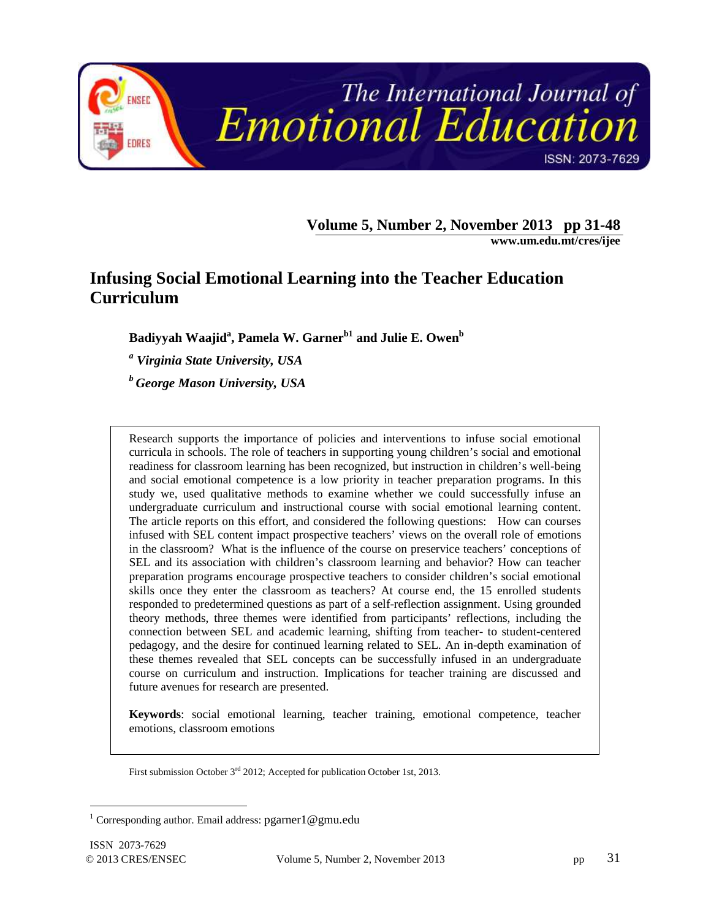# Infusing Social Emotional Learning into the Teacher Education Curriculum

**Badiyyah Waajid[a], Pamela W. Garner[b1] and Julie E. Owen[b]**

*[a] Virginia State University, USA*

*[b] George Mason University, USA*

Research supports the importance of policies and interventions to infuse social emotional curricula in schools. The role of teachers in supporting young children's social and emotional readiness for classroom learning has been recognized, but instruction in children's well-being and social emotional competence is a low priority in teacher preparation programs. In this study we, used qualitative methods to examine whether we could successfully infuse an undergraduate curriculum and instructional course with social emotional learning content. The article reports on this effort, and considered the following questions: How can courses infused with SEL content impact prospective teachers' views on the overall role of emotions in the classroom? What is the influence of the course on preservice teachers' conceptions of SEL and its association with children's classroom learning and behavior? How can teacher preparation programs encourage prospective teachers to consider children's social emotional skills once they enter the classroom as teachers? At course end, the 15 enrolled students responded to predetermined questions as part of a self-reflection assignment. Using grounded theory methods, three themes were identified from participants' reflections, including the connection between SEL and academic learning, shifting from teacher- to student-centered pedagogy, and the desire for continued learning related to SEL. An in-depth examination of these themes revealed that SEL concepts can be successfully infused in an undergraduate course on curriculum and instruction. Implications for teacher training are discussed and future avenues for research are presented.

**Keywords**: social emotional learning, teacher training, emotional competence, teacher emotions, classroom emotions

First submission October 3rd 2012; Accepted for publication October 1st, 2013.

[1] Corresponding author. Email address: pgarner1@gmu.edu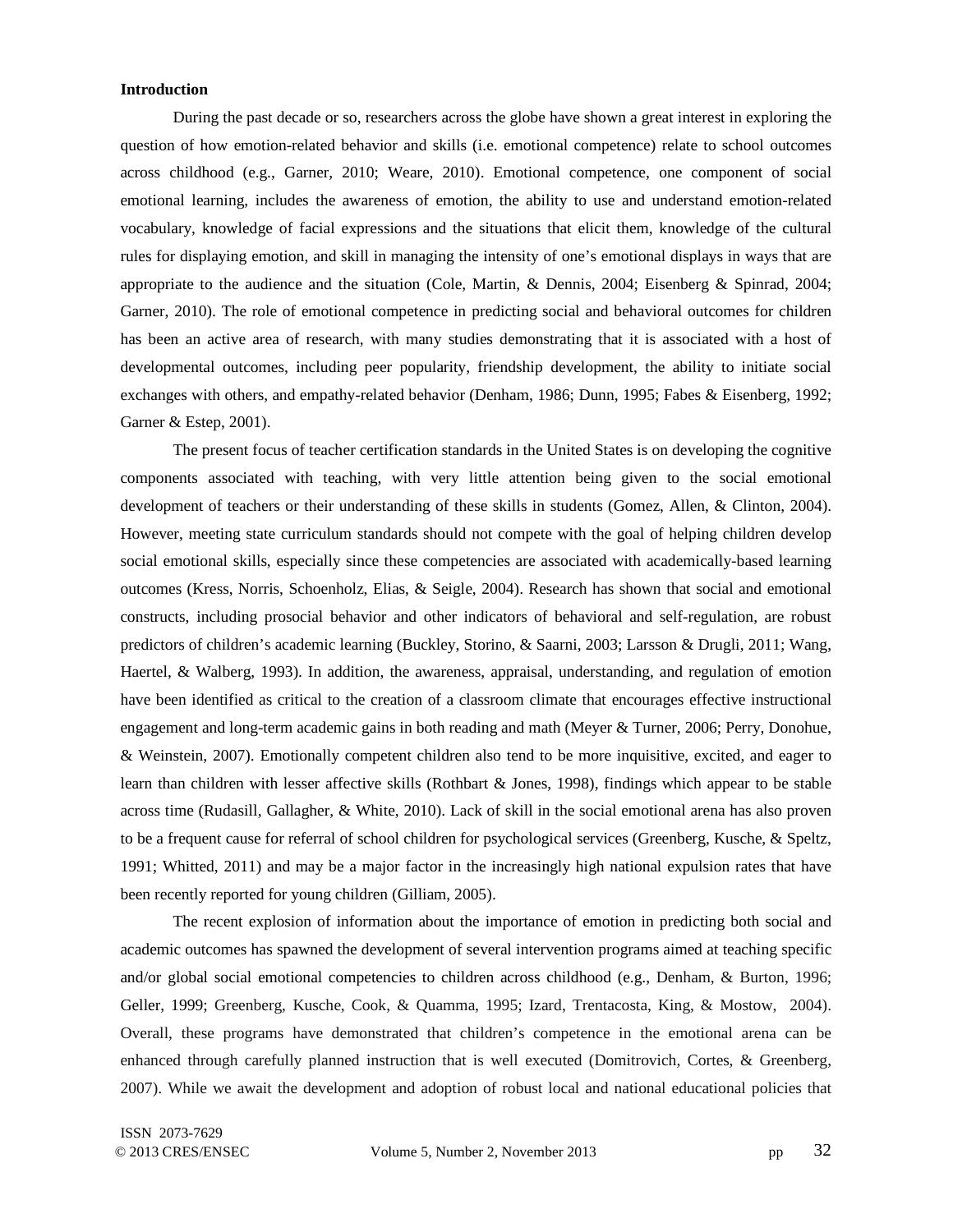**Introduction**

During the past decade or so, researchers across the globe have shown a great interest in exploring the question of how emotion-related behavior and skills (i.e. emotional competence) relate to school outcomes across childhood (e.g., Garner, 2010; Weare, 2010). Emotional competence, one component of social emotional learning, includes the awareness of emotion, the ability to use and understand emotion-related vocabulary, knowledge of facial expressions and the situations that elicit them, knowledge of the cultural rules for displaying emotion, and skill in managing the intensity of one's emotional displays in ways that are appropriate to the audience and the situation (Cole, Martin, & Dennis, 2004; Eisenberg & Spinrad, 2004; Garner, 2010). The role of emotional competence in predicting social and behavioral outcomes for children has been an active area of research, with many studies demonstrating that it is associated with a host of developmental outcomes, including peer popularity, friendship development, the ability to initiate social exchanges with others, and empathy-related behavior (Denham, 1986; Dunn, 1995; Fabes & Eisenberg, 1992; Garner & Estep, 2001).

The present focus of teacher certification standards in the United States is on developing the cognitive components associated with teaching, with very little attention being given to the social emotional development of teachers or their understanding of these skills in students (Gomez, Allen, & Clinton, 2004). However, meeting state curriculum standards should not compete with the goal of helping children develop social emotional skills, especially since these competencies are associated with academically-based learning outcomes (Kress, Norris, Schoenholz, Elias, & Seigle, 2004). Research has shown that social and emotional constructs, including prosocial behavior and other indicators of behavioral and self-regulation, are robust predictors of children's academic learning (Buckley, Storino, & Saarni, 2003; Larsson & Drugli, 2011; Wang, Haertel, & Walberg, 1993). In addition, the awareness, appraisal, understanding, and regulation of emotion have been identified as critical to the creation of a classroom climate that encourages effective instructional engagement and long-term academic gains in both reading and math (Meyer & Turner, 2006; Perry, Donohue, & Weinstein, 2007). Emotionally competent children also tend to be more inquisitive, excited, and eager to learn than children with lesser affective skills (Rothbart & Jones, 1998), findings which appear to be stable across time (Rudasill, Gallagher, & White, 2010). Lack of skill in the social emotional arena has also proven to be a frequent cause for referral of school children for psychological services (Greenberg, Kusche, & Speltz, 1991; Whitted, 2011) and may be a major factor in the increasingly high national expulsion rates that have been recently reported for young children (Gilliam, 2005).

The recent explosion of information about the importance of emotion in predicting both social and academic outcomes has spawned the development of several intervention programs aimed at teaching specific and/or global social emotional competencies to children across childhood (e.g., Denham, & Burton, 1996; Geller, 1999; Greenberg, Kusche, Cook, & Quamma, 1995; Izard, Trentacosta, King, & Mostow, 2004). Overall, these programs have demonstrated that children's competence in the emotional arena can be enhanced through carefully planned instruction that is well executed (Domitrovich, Cortes, & Greenberg, 2007). While we await the development and adoption of robust local and national educational policies that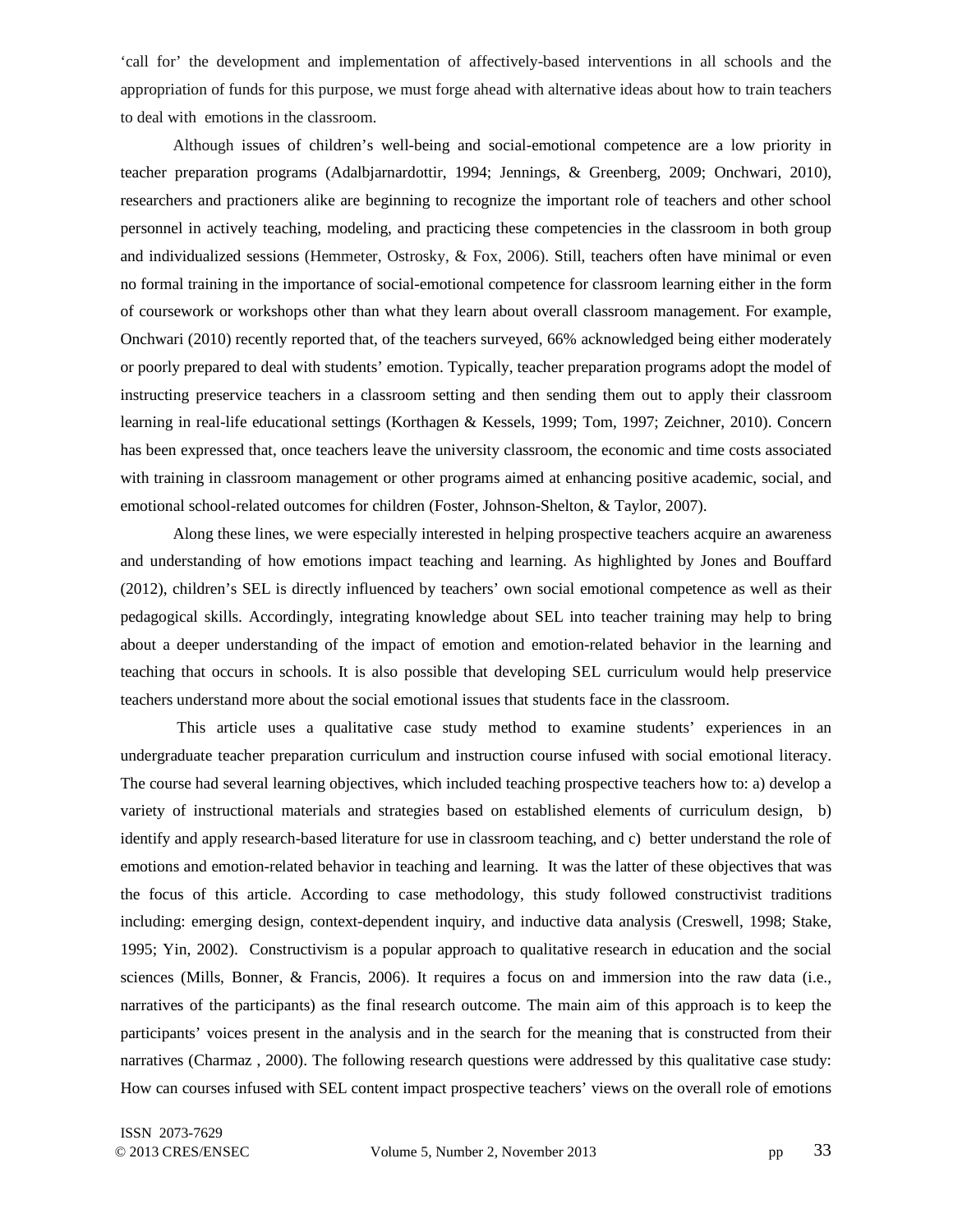'call for' the development and implementation of affectively-based interventions in all schools and the appropriation of funds for this purpose, we must forge ahead with alternative ideas about how to train teachers to deal with emotions in the classroom.

Although issues of children's well-being and social-emotional competence are a low priority in teacher preparation programs (Adalbjarnardottir, 1994; Jennings, & Greenberg, 2009; Onchwari, 2010), researchers and practioners alike are beginning to recognize the important role of teachers and other school personnel in actively teaching, modeling, and practicing these competencies in the classroom in both group and individualized sessions (Hemmeter, Ostrosky, & Fox, 2006). Still, teachers often have minimal or even no formal training in the importance of social-emotional competence for classroom learning either in the form of coursework or workshops other than what they learn about overall classroom management. For example, Onchwari (2010) recently reported that, of the teachers surveyed, 66% acknowledged being either moderately or poorly prepared to deal with students' emotion. Typically, teacher preparation programs adopt the model of instructing preservice teachers in a classroom setting and then sending them out to apply their classroom learning in real-life educational settings (Korthagen & Kessels, 1999; Tom, 1997; Zeichner, 2010). Concern has been expressed that, once teachers leave the university classroom, the economic and time costs associated with training in classroom management or other programs aimed at enhancing positive academic, social, and emotional school-related outcomes for children (Foster, Johnson-Shelton, & Taylor, 2007).

Along these lines, we were especially interested in helping prospective teachers acquire an awareness and understanding of how emotions impact teaching and learning. As highlighted by Jones and Bouffard (2012), children's SEL is directly influenced by teachers' own social emotional competence as well as their pedagogical skills. Accordingly, integrating knowledge about SEL into teacher training may help to bring about a deeper understanding of the impact of emotion and emotion-related behavior in the learning and teaching that occurs in schools. It is also possible that developing SEL curriculum would help preservice teachers understand more about the social emotional issues that students face in the classroom.

This article uses a qualitative case study method to examine students' experiences in an undergraduate teacher preparation curriculum and instruction course infused with social emotional literacy. The course had several learning objectives, which included teaching prospective teachers how to: a) develop a variety of instructional materials and strategies based on established elements of curriculum design, b) identify and apply research-based literature for use in classroom teaching, and c) better understand the role of emotions and emotion-related behavior in teaching and learning. It was the latter of these objectives that was the focus of this article. According to case methodology, this study followed constructivist traditions including: emerging design, context-dependent inquiry, and inductive data analysis (Creswell, 1998; Stake, 1995; Yin, 2002). Constructivism is a popular approach to qualitative research in education and the social sciences (Mills, Bonner, & Francis, 2006). It requires a focus on and immersion into the raw data (i.e., narratives of the participants) as the final research outcome. The main aim of this approach is to keep the participants' voices present in the analysis and in the search for the meaning that is constructed from their narratives (Charmaz , 2000). The following research questions were addressed by this qualitative case study: How can courses infused with SEL content impact prospective teachers' views on the overall role of emotions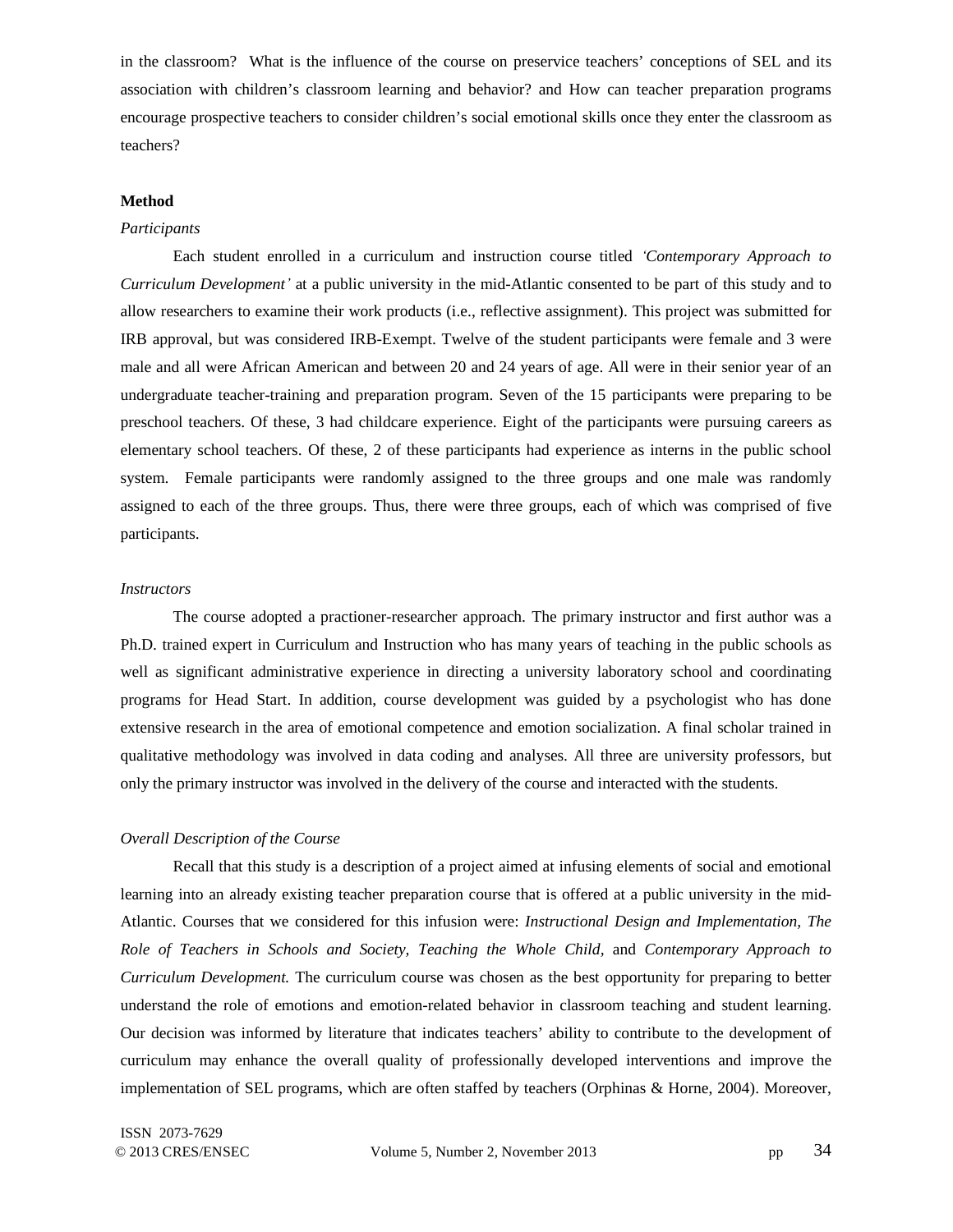in the classroom? What is the influence of the course on preservice teachers' conceptions of SEL and its association with children's classroom learning and behavior? and How can teacher preparation programs encourage prospective teachers to consider children's social emotional skills once they enter the classroom as teachers?

## Method

### *Participants*

Each student enrolled in a curriculum and instruction course titled *'Contemporary Approach to Curriculum Development'* at a public university in the mid-Atlantic consented to be part of this study and to allow researchers to examine their work products (i.e., reflective assignment). This project was submitted for IRB approval, but was considered IRB-Exempt. Twelve of the student participants were female and 3 were male and all were African American and between 20 and 24 years of age. All were in their senior year of an undergraduate teacher-training and preparation program. Seven of the 15 participants were preparing to be preschool teachers. Of these, 3 had childcare experience. Eight of the participants were pursuing careers as elementary school teachers. Of these, 2 of these participants had experience as interns in the public school system. Female participants were randomly assigned to the three groups and one male was randomly assigned to each of the three groups. Thus, there were three groups, each of which was comprised of five participants.

### *Instructors*

The course adopted a practioner-researcher approach. The primary instructor and first author was a Ph.D. trained expert in Curriculum and Instruction who has many years of teaching in the public schools as well as significant administrative experience in directing a university laboratory school and coordinating programs for Head Start. In addition, course development was guided by a psychologist who has done extensive research in the area of emotional competence and emotion socialization. A final scholar trained in qualitative methodology was involved in data coding and analyses. All three are university professors, but only the primary instructor was involved in the delivery of the course and interacted with the students.

### *Overall Description of the Course*

Recall that this study is a description of a project aimed at infusing elements of social and emotional learning into an already existing teacher preparation course that is offered at a public university in the mid-Atlantic. Courses that we considered for this infusion were: *Instructional Design and Implementation, The Role of Teachers in Schools and Society, Teaching the Whole Child*, and *Contemporary Approach to Curriculum Development.* The curriculum course was chosen as the best opportunity for preparing to better understand the role of emotions and emotion-related behavior in classroom teaching and student learning. Our decision was informed by literature that indicates teachers' ability to contribute to the development of curriculum may enhance the overall quality of professionally developed interventions and improve the implementation of SEL programs, which are often staffed by teachers (Orphinas & Horne, 2004). Moreover,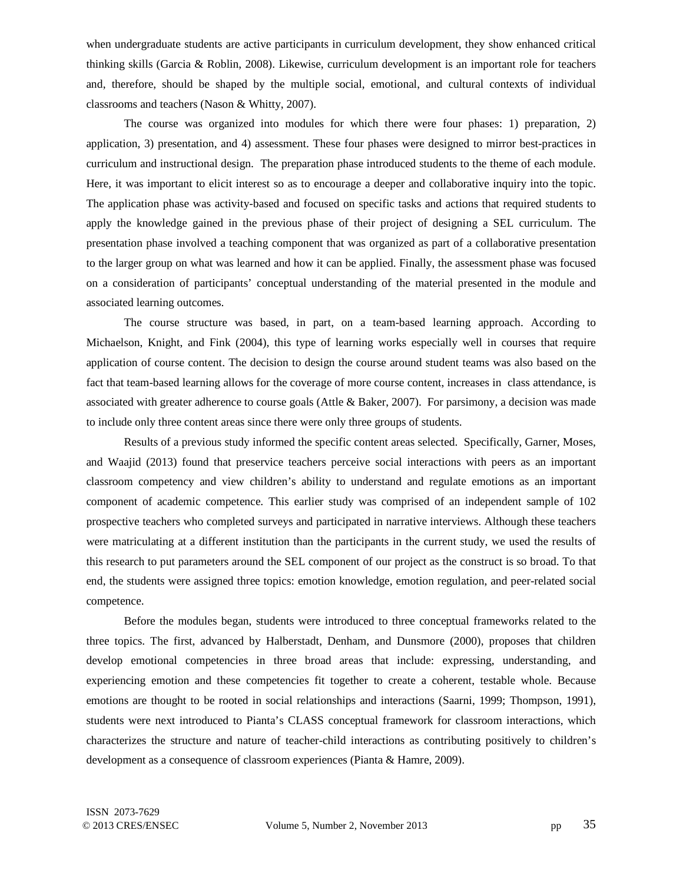when undergraduate students are active participants in curriculum development, they show enhanced critical thinking skills (Garcia & Roblin, 2008). Likewise, curriculum development is an important role for teachers and, therefore, should be shaped by the multiple social, emotional, and cultural contexts of individual classrooms and teachers (Nason & Whitty, 2007).

The course was organized into modules for which there were four phases: 1) preparation, 2) application, 3) presentation, and 4) assessment. These four phases were designed to mirror best-practices in curriculum and instructional design. The preparation phase introduced students to the theme of each module. Here, it was important to elicit interest so as to encourage a deeper and collaborative inquiry into the topic. The application phase was activity-based and focused on specific tasks and actions that required students to apply the knowledge gained in the previous phase of their project of designing a SEL curriculum. The presentation phase involved a teaching component that was organized as part of a collaborative presentation to the larger group on what was learned and how it can be applied. Finally, the assessment phase was focused on a consideration of participants' conceptual understanding of the material presented in the module and associated learning outcomes.

The course structure was based, in part, on a team-based learning approach. According to Michaelson, Knight, and Fink (2004), this type of learning works especially well in courses that require application of course content. The decision to design the course around student teams was also based on the fact that team-based learning allows for the coverage of more course content, increases in class attendance, is associated with greater adherence to course goals (Attle & Baker, 2007). For parsimony, a decision was made to include only three content areas since there were only three groups of students.

Results of a previous study informed the specific content areas selected. Specifically, Garner, Moses, and Waajid (2013) found that preservice teachers perceive social interactions with peers as an important classroom competency and view children's ability to understand and regulate emotions as an important component of academic competence. This earlier study was comprised of an independent sample of 102 prospective teachers who completed surveys and participated in narrative interviews. Although these teachers were matriculating at a different institution than the participants in the current study, we used the results of this research to put parameters around the SEL component of our project as the construct is so broad. To that end, the students were assigned three topics: emotion knowledge, emotion regulation, and peer-related social competence.

Before the modules began, students were introduced to three conceptual frameworks related to the three topics. The first, advanced by Halberstadt, Denham, and Dunsmore (2000), proposes that children develop emotional competencies in three broad areas that include: expressing, understanding, and experiencing emotion and these competencies fit together to create a coherent, testable whole. Because emotions are thought to be rooted in social relationships and interactions (Saarni, 1999; Thompson, 1991), students were next introduced to Pianta's CLASS conceptual framework for classroom interactions, which characterizes the structure and nature of teacher-child interactions as contributing positively to children's development as a consequence of classroom experiences (Pianta & Hamre, 2009).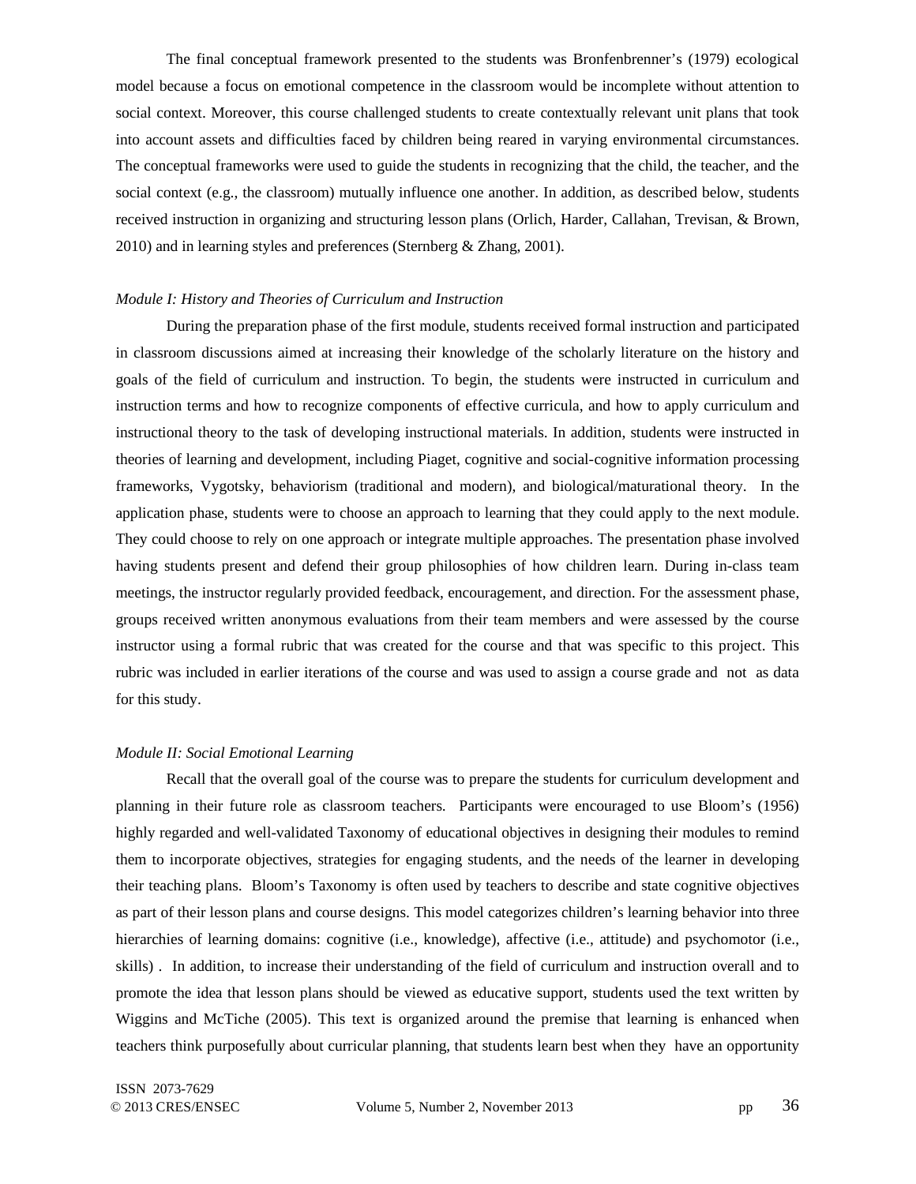The final conceptual framework presented to the students was Bronfenbrenner's (1979) ecological model because a focus on emotional competence in the classroom would be incomplete without attention to social context. Moreover, this course challenged students to create contextually relevant unit plans that took into account assets and difficulties faced by children being reared in varying environmental circumstances. The conceptual frameworks were used to guide the students in recognizing that the child, the teacher, and the social context (e.g., the classroom) mutually influence one another. In addition, as described below, students received instruction in organizing and structuring lesson plans (Orlich, Harder, Callahan, Trevisan, & Brown, 2010) and in learning styles and preferences (Sternberg & Zhang, 2001).

*Module I: History and Theories of Curriculum and Instruction*

During the preparation phase of the first module, students received formal instruction and participated in classroom discussions aimed at increasing their knowledge of the scholarly literature on the history and goals of the field of curriculum and instruction. To begin, the students were instructed in curriculum and instruction terms and how to recognize components of effective curricula, and how to apply curriculum and instructional theory to the task of developing instructional materials. In addition, students were instructed in theories of learning and development, including Piaget, cognitive and social-cognitive information processing frameworks, Vygotsky, behaviorism (traditional and modern), and biological/maturational theory. In the application phase, students were to choose an approach to learning that they could apply to the next module. They could choose to rely on one approach or integrate multiple approaches. The presentation phase involved having students present and defend their group philosophies of how children learn. During in-class team meetings, the instructor regularly provided feedback, encouragement, and direction. For the assessment phase, groups received written anonymous evaluations from their team members and were assessed by the course instructor using a formal rubric that was created for the course and that was specific to this project. This rubric was included in earlier iterations of the course and was used to assign a course grade and not as data for this study.

*Module II: Social Emotional Learning*

Recall that the overall goal of the course was to prepare the students for curriculum development and planning in their future role as classroom teachers. Participants were encouraged to use Bloom's (1956) highly regarded and well-validated Taxonomy of educational objectives in designing their modules to remind them to incorporate objectives, strategies for engaging students, and the needs of the learner in developing their teaching plans. Bloom's Taxonomy is often used by teachers to describe and state cognitive objectives as part of their lesson plans and course designs. This model categorizes children's learning behavior into three hierarchies of learning domains: cognitive (i.e., knowledge), affective (i.e., attitude) and psychomotor (i.e., skills) . In addition, to increase their understanding of the field of curriculum and instruction overall and to promote the idea that lesson plans should be viewed as educative support, students used the text written by Wiggins and McTiche (2005). This text is organized around the premise that learning is enhanced when teachers think purposefully about curricular planning, that students learn best when they have an opportunity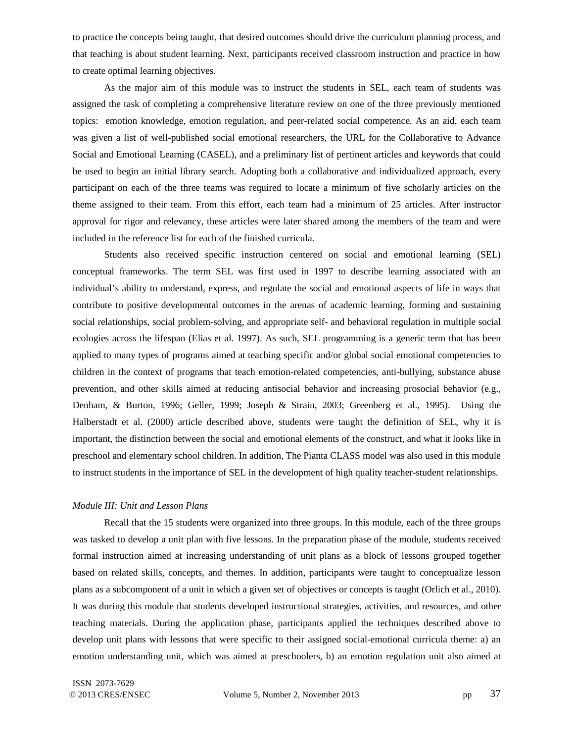to practice the concepts being taught, that desired outcomes should drive the curriculum planning process, and that teaching is about student learning. Next, participants received classroom instruction and practice in how to create optimal learning objectives.

As the major aim of this module was to instruct the students in SEL, each team of students was assigned the task of completing a comprehensive literature review on one of the three previously mentioned topics: emotion knowledge, emotion regulation, and peer-related social competence. As an aid, each team was given a list of well-published social emotional researchers, the URL for the Collaborative to Advance Social and Emotional Learning (CASEL), and a preliminary list of pertinent articles and keywords that could be used to begin an initial library search. Adopting both a collaborative and individualized approach, every participant on each of the three teams was required to locate a minimum of five scholarly articles on the theme assigned to their team. From this effort, each team had a minimum of 25 articles. After instructor approval for rigor and relevancy, these articles were later shared among the members of the team and were included in the reference list for each of the finished curricula.

Students also received specific instruction centered on social and emotional learning (SEL) conceptual frameworks. The term SEL was first used in 1997 to describe learning associated with an individual's ability to understand, express, and regulate the social and emotional aspects of life in ways that contribute to positive developmental outcomes in the arenas of academic learning, forming and sustaining social relationships, social problem-solving, and appropriate self- and behavioral regulation in multiple social ecologies across the lifespan (Elias et al. 1997). As such, SEL programming is a generic term that has been applied to many types of programs aimed at teaching specific and/or global social emotional competencies to children in the context of programs that teach emotion-related competencies, anti-bullying, substance abuse prevention, and other skills aimed at reducing antisocial behavior and increasing prosocial behavior (e.g., Denham, & Burton, 1996; Geller, 1999; Joseph & Strain, 2003; Greenberg et al., 1995). Using the Halberstadt et al. (2000) article described above, students were taught the definition of SEL, why it is important, the distinction between the social and emotional elements of the construct, and what it looks like in preschool and elementary school children. In addition, The Pianta CLASS model was also used in this module to instruct students in the importance of SEL in the development of high quality teacher-student relationships.

*Module III: Unit and Lesson Plans*

Recall that the 15 students were organized into three groups. In this module, each of the three groups was tasked to develop a unit plan with five lessons. In the preparation phase of the module, students received formal instruction aimed at increasing understanding of unit plans as a block of lessons grouped together based on related skills, concepts, and themes. In addition, participants were taught to conceptualize lesson plans as a subcomponent of a unit in which a given set of objectives or concepts is taught (Orlich et al., 2010). It was during this module that students developed instructional strategies, activities, and resources, and other teaching materials. During the application phase, participants applied the techniques described above to develop unit plans with lessons that were specific to their assigned social-emotional curricula theme: a) an emotion understanding unit, which was aimed at preschoolers, b) an emotion regulation unit also aimed at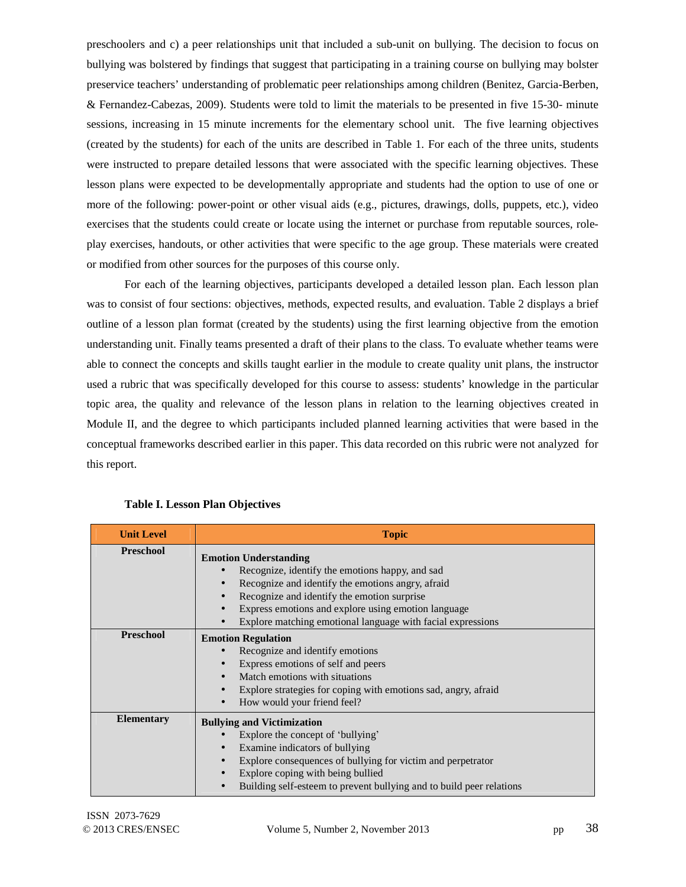preschoolers and c) a peer relationships unit that included a sub-unit on bullying. The decision to focus on bullying was bolstered by findings that suggest that participating in a training course on bullying may bolster preservice teachers' understanding of problematic peer relationships among children (Benitez, Garcia-Berben, & Fernandez-Cabezas, 2009). Students were told to limit the materials to be presented in five 15-30- minute sessions, increasing in 15 minute increments for the elementary school unit. The five learning objectives (created by the students) for each of the units are described in Table 1. For each of the three units, students were instructed to prepare detailed lessons that were associated with the specific learning objectives. These lesson plans were expected to be developmentally appropriate and students had the option to use of one or more of the following: power-point or other visual aids (e.g., pictures, drawings, dolls, puppets, etc.), video exercises that the students could create or locate using the internet or purchase from reputable sources, role-play exercises, handouts, or other activities that were specific to the age group. These materials were created or modified from other sources for the purposes of this course only.

For each of the learning objectives, participants developed a detailed lesson plan. Each lesson plan was to consist of four sections: objectives, methods, expected results, and evaluation. Table 2 displays a brief outline of a lesson plan format (created by the students) using the first learning objective from the emotion understanding unit. Finally teams presented a draft of their plans to the class. To evaluate whether teams were able to connect the concepts and skills taught earlier in the module to create quality unit plans, the instructor used a rubric that was specifically developed for this course to assess: students' knowledge in the particular topic area, the quality and relevance of the lesson plans in relation to the learning objectives created in Module II, and the degree to which participants included planned learning activities that were based in the conceptual frameworks described earlier in this paper. This data recorded on this rubric were not analyzed for this report.

**Table I. Lesson Plan Objectives**

| Unit Level | Topic |
|---|---|
| **Preschool** | **Emotion Understanding**<br>• Recognize, identify the emotions happy, and sad<br>• Recognize and identify the emotions angry, afraid<br>• Recognize and identify the emotion surprise<br>• Express emotions and explore using emotion language<br>• Explore matching emotional language with facial expressions |
| **Preschool** | **Emotion Regulation**<br>• Recognize and identify emotions<br>• Express emotions of self and peers<br>• Match emotions with situations<br>• Explore strategies for coping with emotions sad, angry, afraid<br>• How would your friend feel? |
| **Elementary** | **Bullying and Victimization**<br>• Explore the concept of 'bullying'<br>• Examine indicators of bullying<br>• Explore consequences of bullying for victim and perpetrator<br>• Explore coping with being bullied<br>• Building self-esteem to prevent bullying and to build peer relations |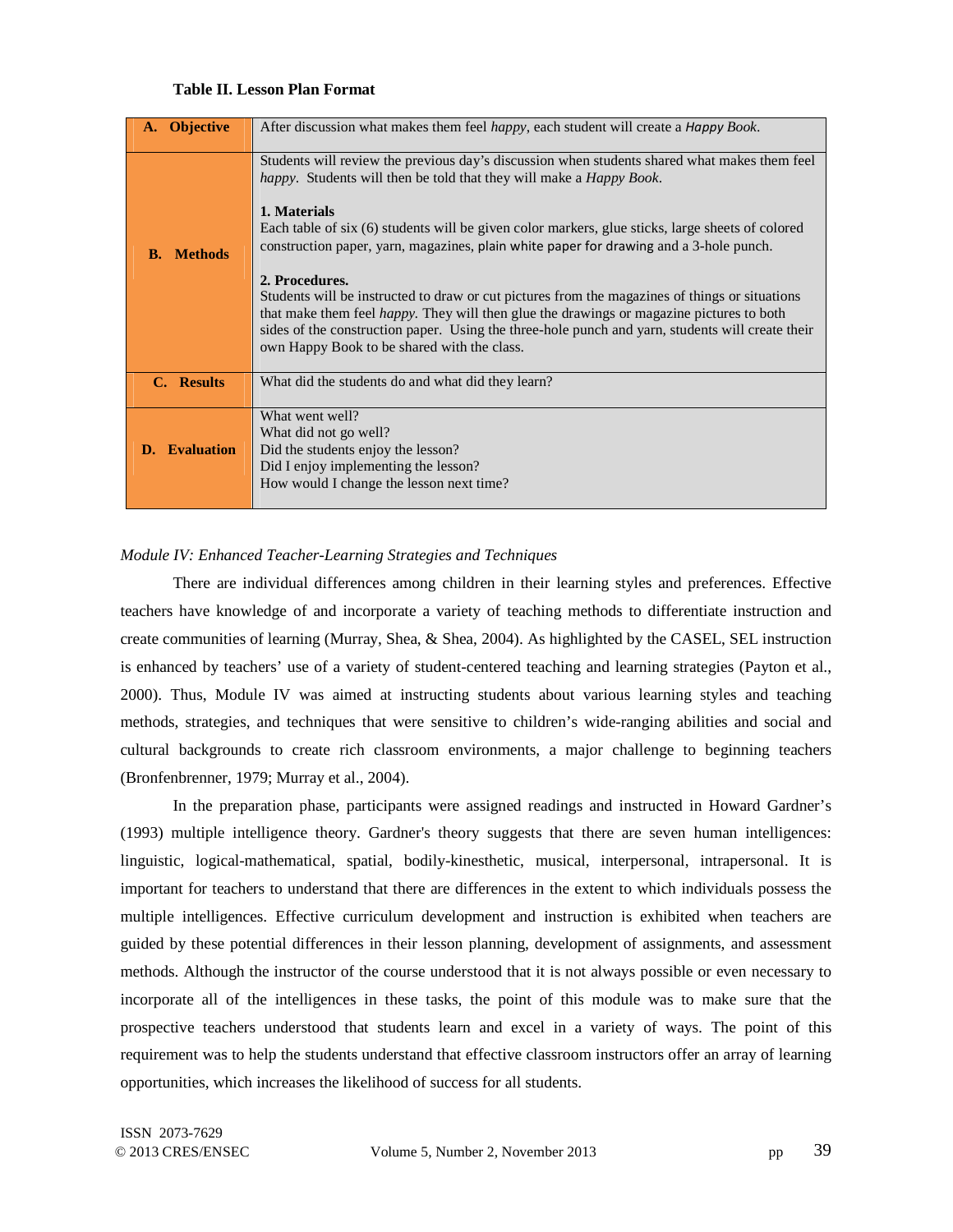**Table II. Lesson Plan Format**

| | |
|---|---|
| **A. Objective** | After discussion what makes them feel *happy*, each student will create a *Happy Book*. |
| **B. Methods** | Students will review the previous day's discussion when students shared what makes them feel *happy*. Students will then be told that they will make a *Happy Book*.<br><br>**1. Materials**<br>Each table of six (6) students will be given color markers, glue sticks, large sheets of colored construction paper, yarn, magazines, plain white paper for drawing and a 3-hole punch.<br><br>**2. Procedures.**<br>Students will be instructed to draw or cut pictures from the magazines of things or situations that make them feel *happy*. They will then glue the drawings or magazine pictures to both sides of the construction paper. Using the three-hole punch and yarn, students will create their own Happy Book to be shared with the class. |
| **C. Results** | What did the students do and what did they learn? |
| **D. Evaluation** | What went well?<br>What did not go well?<br>Did the students enjoy the lesson?<br>Did I enjoy implementing the lesson?<br>How would I change the lesson next time? |

*Module IV: Enhanced Teacher-Learning Strategies and Techniques*

There are individual differences among children in their learning styles and preferences. Effective teachers have knowledge of and incorporate a variety of teaching methods to differentiate instruction and create communities of learning (Murray, Shea, & Shea, 2004). As highlighted by the CASEL, SEL instruction is enhanced by teachers' use of a variety of student-centered teaching and learning strategies (Payton et al., 2000). Thus, Module IV was aimed at instructing students about various learning styles and teaching methods, strategies, and techniques that were sensitive to children's wide-ranging abilities and social and cultural backgrounds to create rich classroom environments, a major challenge to beginning teachers (Bronfenbrenner, 1979; Murray et al., 2004).

In the preparation phase, participants were assigned readings and instructed in Howard Gardner's (1993) multiple intelligence theory. Gardner's theory suggests that there are seven human intelligences: linguistic, logical-mathematical, spatial, bodily-kinesthetic, musical, interpersonal, intrapersonal. It is important for teachers to understand that there are differences in the extent to which individuals possess the multiple intelligences. Effective curriculum development and instruction is exhibited when teachers are guided by these potential differences in their lesson planning, development of assignments, and assessment methods. Although the instructor of the course understood that it is not always possible or even necessary to incorporate all of the intelligences in these tasks, the point of this module was to make sure that the prospective teachers understood that students learn and excel in a variety of ways. The point of this requirement was to help the students understand that effective classroom instructors offer an array of learning opportunities, which increases the likelihood of success for all students.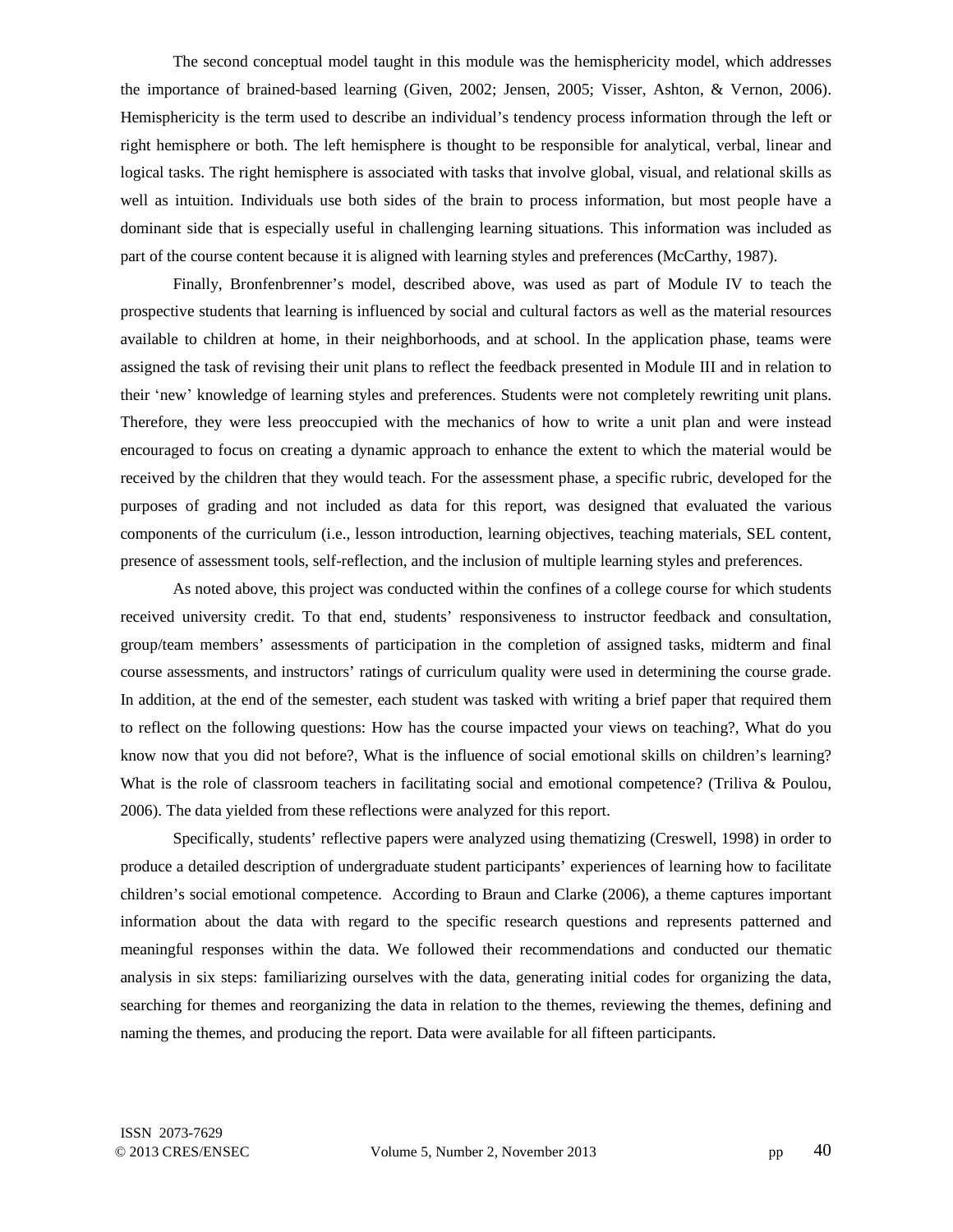The second conceptual model taught in this module was the hemisphericity model, which addresses the importance of brained-based learning (Given, 2002; Jensen, 2005; Visser, Ashton, & Vernon, 2006). Hemisphericity is the term used to describe an individual's tendency process information through the left or right hemisphere or both. The left hemisphere is thought to be responsible for analytical, verbal, linear and logical tasks. The right hemisphere is associated with tasks that involve global, visual, and relational skills as well as intuition. Individuals use both sides of the brain to process information, but most people have a dominant side that is especially useful in challenging learning situations. This information was included as part of the course content because it is aligned with learning styles and preferences (McCarthy, 1987).

Finally, Bronfenbrenner's model, described above, was used as part of Module IV to teach the prospective students that learning is influenced by social and cultural factors as well as the material resources available to children at home, in their neighborhoods, and at school. In the application phase, teams were assigned the task of revising their unit plans to reflect the feedback presented in Module III and in relation to their 'new' knowledge of learning styles and preferences. Students were not completely rewriting unit plans. Therefore, they were less preoccupied with the mechanics of how to write a unit plan and were instead encouraged to focus on creating a dynamic approach to enhance the extent to which the material would be received by the children that they would teach. For the assessment phase, a specific rubric, developed for the purposes of grading and not included as data for this report, was designed that evaluated the various components of the curriculum (i.e., lesson introduction, learning objectives, teaching materials, SEL content, presence of assessment tools, self-reflection, and the inclusion of multiple learning styles and preferences.

As noted above, this project was conducted within the confines of a college course for which students received university credit. To that end, students' responsiveness to instructor feedback and consultation, group/team members' assessments of participation in the completion of assigned tasks, midterm and final course assessments, and instructors' ratings of curriculum quality were used in determining the course grade. In addition, at the end of the semester, each student was tasked with writing a brief paper that required them to reflect on the following questions: How has the course impacted your views on teaching?, What do you know now that you did not before?, What is the influence of social emotional skills on children's learning? What is the role of classroom teachers in facilitating social and emotional competence? (Triliva & Poulou, 2006). The data yielded from these reflections were analyzed for this report.

Specifically, students' reflective papers were analyzed using thematizing (Creswell, 1998) in order to produce a detailed description of undergraduate student participants' experiences of learning how to facilitate children's social emotional competence. According to Braun and Clarke (2006), a theme captures important information about the data with regard to the specific research questions and represents patterned and meaningful responses within the data. We followed their recommendations and conducted our thematic analysis in six steps: familiarizing ourselves with the data, generating initial codes for organizing the data, searching for themes and reorganizing the data in relation to the themes, reviewing the themes, defining and naming the themes, and producing the report. Data were available for all fifteen participants.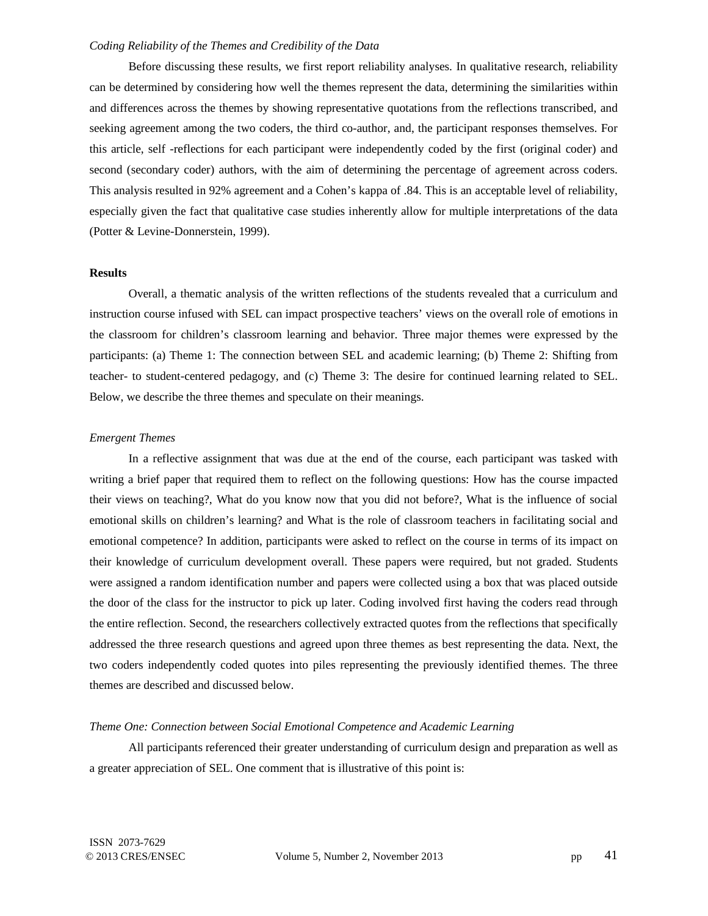*Coding Reliability of the Themes and Credibility of the Data*

Before discussing these results, we first report reliability analyses. In qualitative research, reliability can be determined by considering how well the themes represent the data, determining the similarities within and differences across the themes by showing representative quotations from the reflections transcribed, and seeking agreement among the two coders, the third co-author, and, the participant responses themselves. For this article, self -reflections for each participant were independently coded by the first (original coder) and second (secondary coder) authors, with the aim of determining the percentage of agreement across coders. This analysis resulted in 92% agreement and a Cohen's kappa of .84. This is an acceptable level of reliability, especially given the fact that qualitative case studies inherently allow for multiple interpretations of the data (Potter & Levine-Donnerstein, 1999).

**Results**

Overall, a thematic analysis of the written reflections of the students revealed that a curriculum and instruction course infused with SEL can impact prospective teachers' views on the overall role of emotions in the classroom for children's classroom learning and behavior. Three major themes were expressed by the participants: (a) Theme 1: The connection between SEL and academic learning; (b) Theme 2: Shifting from teacher- to student-centered pedagogy, and (c) Theme 3: The desire for continued learning related to SEL. Below, we describe the three themes and speculate on their meanings.

*Emergent Themes*

In a reflective assignment that was due at the end of the course, each participant was tasked with writing a brief paper that required them to reflect on the following questions: How has the course impacted their views on teaching?, What do you know now that you did not before?, What is the influence of social emotional skills on children's learning? and What is the role of classroom teachers in facilitating social and emotional competence? In addition, participants were asked to reflect on the course in terms of its impact on their knowledge of curriculum development overall. These papers were required, but not graded. Students were assigned a random identification number and papers were collected using a box that was placed outside the door of the class for the instructor to pick up later. Coding involved first having the coders read through the entire reflection. Second, the researchers collectively extracted quotes from the reflections that specifically addressed the three research questions and agreed upon three themes as best representing the data. Next, the two coders independently coded quotes into piles representing the previously identified themes. The three themes are described and discussed below.

*Theme One: Connection between Social Emotional Competence and Academic Learning*

All participants referenced their greater understanding of curriculum design and preparation as well as a greater appreciation of SEL. One comment that is illustrative of this point is: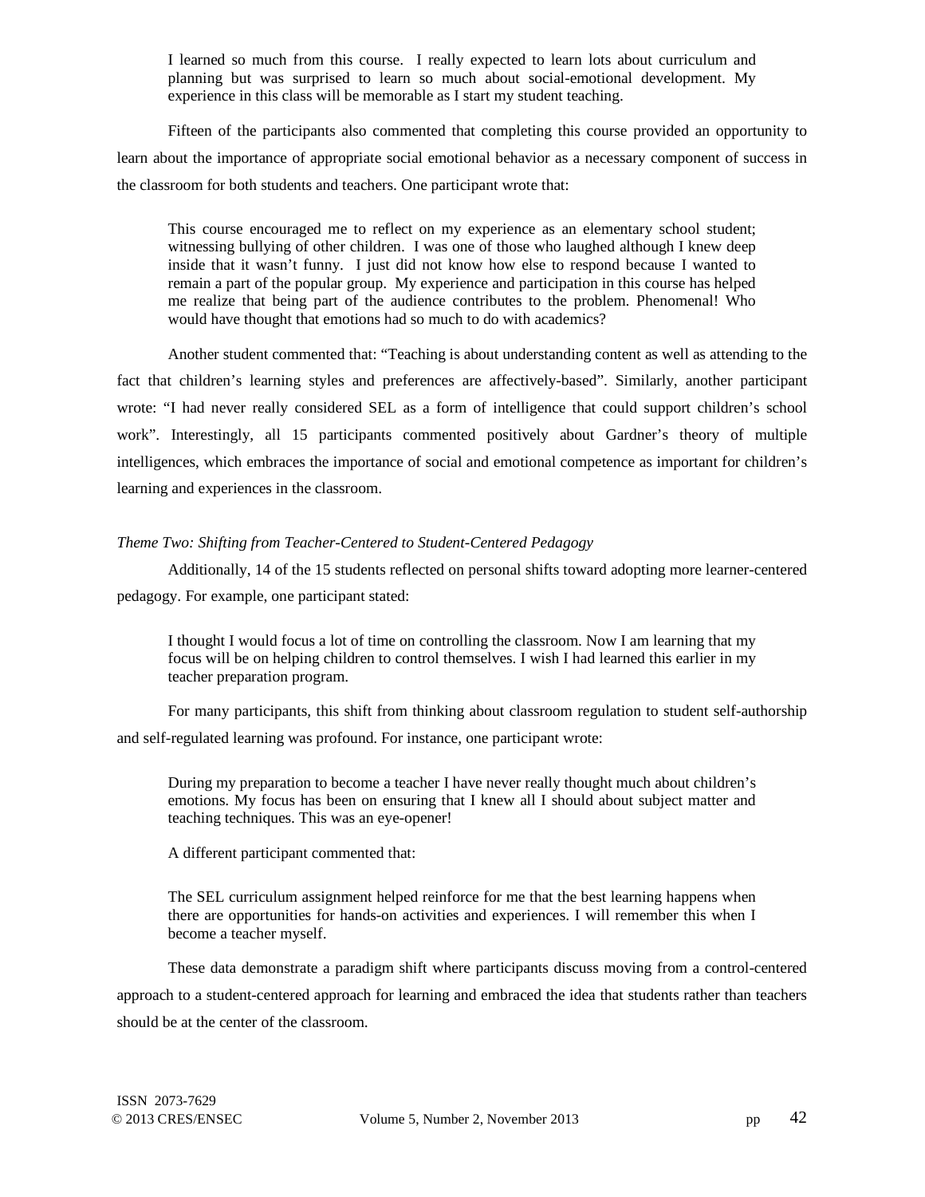> I learned so much from this course. I really expected to learn lots about curriculum and planning but was surprised to learn so much about social-emotional development. My experience in this class will be memorable as I start my student teaching.

Fifteen of the participants also commented that completing this course provided an opportunity to learn about the importance of appropriate social emotional behavior as a necessary component of success in the classroom for both students and teachers. One participant wrote that:

> This course encouraged me to reflect on my experience as an elementary school student; witnessing bullying of other children. I was one of those who laughed although I knew deep inside that it wasn't funny. I just did not know how else to respond because I wanted to remain a part of the popular group. My experience and participation in this course has helped me realize that being part of the audience contributes to the problem. Phenomenal! Who would have thought that emotions had so much to do with academics?

Another student commented that: "Teaching is about understanding content as well as attending to the fact that children's learning styles and preferences are affectively-based". Similarly, another participant wrote: "I had never really considered SEL as a form of intelligence that could support children's school work". Interestingly, all 15 participants commented positively about Gardner's theory of multiple intelligences, which embraces the importance of social and emotional competence as important for children's learning and experiences in the classroom.

*Theme Two: Shifting from Teacher-Centered to Student-Centered Pedagogy*

Additionally, 14 of the 15 students reflected on personal shifts toward adopting more learner-centered pedagogy. For example, one participant stated:

> I thought I would focus a lot of time on controlling the classroom. Now I am learning that my focus will be on helping children to control themselves. I wish I had learned this earlier in my teacher preparation program.

For many participants, this shift from thinking about classroom regulation to student self-authorship and self-regulated learning was profound. For instance, one participant wrote:

> During my preparation to become a teacher I have never really thought much about children's emotions. My focus has been on ensuring that I knew all I should about subject matter and teaching techniques. This was an eye-opener!

A different participant commented that:

> The SEL curriculum assignment helped reinforce for me that the best learning happens when there are opportunities for hands-on activities and experiences. I will remember this when I become a teacher myself.

These data demonstrate a paradigm shift where participants discuss moving from a control-centered approach to a student-centered approach for learning and embraced the idea that students rather than teachers should be at the center of the classroom.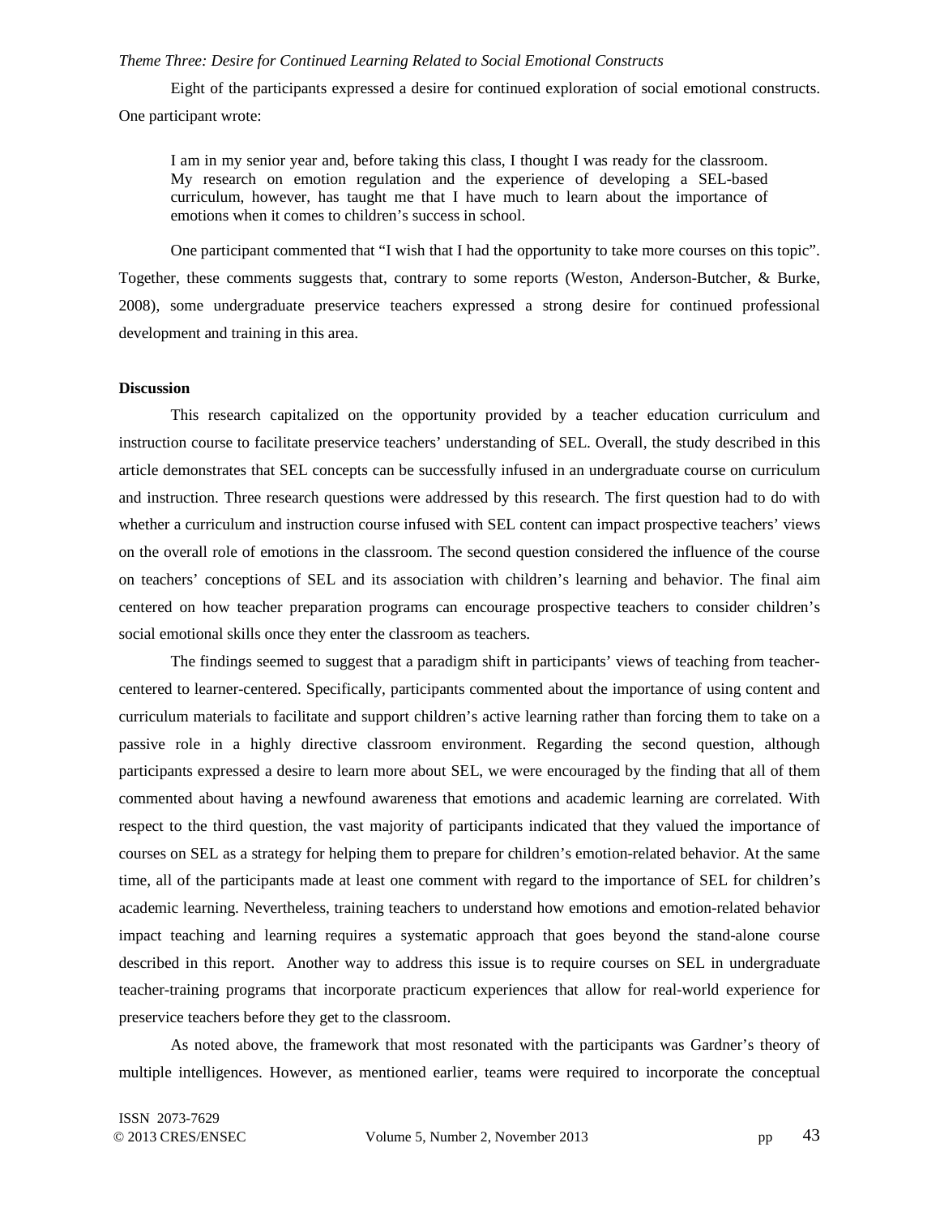*Theme Three: Desire for Continued Learning Related to Social Emotional Constructs*

Eight of the participants expressed a desire for continued exploration of social emotional constructs. One participant wrote:

> I am in my senior year and, before taking this class, I thought I was ready for the classroom. My research on emotion regulation and the experience of developing a SEL-based curriculum, however, has taught me that I have much to learn about the importance of emotions when it comes to children's success in school.

One participant commented that "I wish that I had the opportunity to take more courses on this topic". Together, these comments suggests that, contrary to some reports (Weston, Anderson-Butcher, & Burke, 2008), some undergraduate preservice teachers expressed a strong desire for continued professional development and training in this area.

**Discussion**

This research capitalized on the opportunity provided by a teacher education curriculum and instruction course to facilitate preservice teachers' understanding of SEL. Overall, the study described in this article demonstrates that SEL concepts can be successfully infused in an undergraduate course on curriculum and instruction. Three research questions were addressed by this research. The first question had to do with whether a curriculum and instruction course infused with SEL content can impact prospective teachers' views on the overall role of emotions in the classroom. The second question considered the influence of the course on teachers' conceptions of SEL and its association with children's learning and behavior. The final aim centered on how teacher preparation programs can encourage prospective teachers to consider children's social emotional skills once they enter the classroom as teachers.

The findings seemed to suggest that a paradigm shift in participants' views of teaching from teacher-centered to learner-centered. Specifically, participants commented about the importance of using content and curriculum materials to facilitate and support children's active learning rather than forcing them to take on a passive role in a highly directive classroom environment. Regarding the second question, although participants expressed a desire to learn more about SEL, we were encouraged by the finding that all of them commented about having a newfound awareness that emotions and academic learning are correlated. With respect to the third question, the vast majority of participants indicated that they valued the importance of courses on SEL as a strategy for helping them to prepare for children's emotion-related behavior. At the same time, all of the participants made at least one comment with regard to the importance of SEL for children's academic learning. Nevertheless, training teachers to understand how emotions and emotion-related behavior impact teaching and learning requires a systematic approach that goes beyond the stand-alone course described in this report. Another way to address this issue is to require courses on SEL in undergraduate teacher-training programs that incorporate practicum experiences that allow for real-world experience for preservice teachers before they get to the classroom.

As noted above, the framework that most resonated with the participants was Gardner's theory of multiple intelligences. However, as mentioned earlier, teams were required to incorporate the conceptual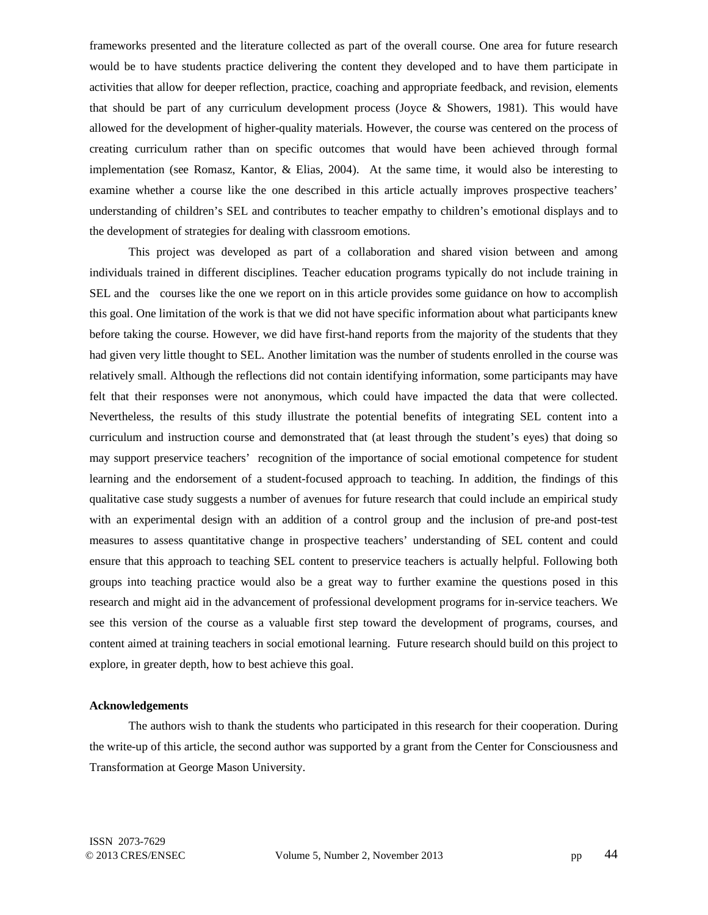frameworks presented and the literature collected as part of the overall course. One area for future research would be to have students practice delivering the content they developed and to have them participate in activities that allow for deeper reflection, practice, coaching and appropriate feedback, and revision, elements that should be part of any curriculum development process (Joyce & Showers, 1981). This would have allowed for the development of higher-quality materials. However, the course was centered on the process of creating curriculum rather than on specific outcomes that would have been achieved through formal implementation (see Romasz, Kantor, & Elias, 2004). At the same time, it would also be interesting to examine whether a course like the one described in this article actually improves prospective teachers' understanding of children's SEL and contributes to teacher empathy to children's emotional displays and to the development of strategies for dealing with classroom emotions.

This project was developed as part of a collaboration and shared vision between and among individuals trained in different disciplines. Teacher education programs typically do not include training in SEL and the courses like the one we report on in this article provides some guidance on how to accomplish this goal. One limitation of the work is that we did not have specific information about what participants knew before taking the course. However, we did have first-hand reports from the majority of the students that they had given very little thought to SEL. Another limitation was the number of students enrolled in the course was relatively small. Although the reflections did not contain identifying information, some participants may have felt that their responses were not anonymous, which could have impacted the data that were collected. Nevertheless, the results of this study illustrate the potential benefits of integrating SEL content into a curriculum and instruction course and demonstrated that (at least through the student's eyes) that doing so may support preservice teachers' recognition of the importance of social emotional competence for student learning and the endorsement of a student-focused approach to teaching. In addition, the findings of this qualitative case study suggests a number of avenues for future research that could include an empirical study with an experimental design with an addition of a control group and the inclusion of pre-and post-test measures to assess quantitative change in prospective teachers' understanding of SEL content and could ensure that this approach to teaching SEL content to preservice teachers is actually helpful. Following both groups into teaching practice would also be a great way to further examine the questions posed in this research and might aid in the advancement of professional development programs for in-service teachers. We see this version of the course as a valuable first step toward the development of programs, courses, and content aimed at training teachers in social emotional learning. Future research should build on this project to explore, in greater depth, how to best achieve this goal.

**Acknowledgements**

The authors wish to thank the students who participated in this research for their cooperation. During the write-up of this article, the second author was supported by a grant from the Center for Consciousness and Transformation at George Mason University.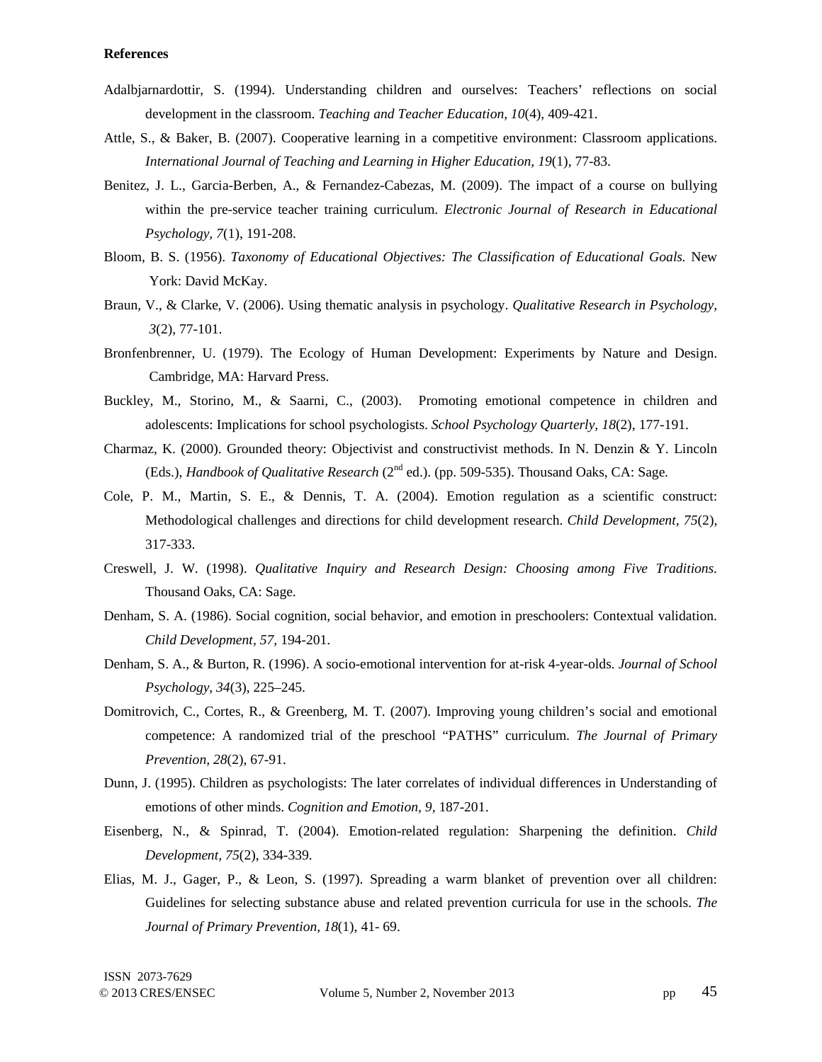**References**

Adalbjarnardottir, S. (1994). Understanding children and ourselves: Teachers' reflections on social development in the classroom. *Teaching and Teacher Education*, *10*(4), 409-421.

Attle, S., & Baker, B. (2007). Cooperative learning in a competitive environment: Classroom applications. *International Journal of Teaching and Learning in Higher Education, 19*(1), 77-83.

Benitez, J. L., Garcia-Berben, A., & Fernandez-Cabezas, M. (2009). The impact of a course on bullying within the pre-service teacher training curriculum. *Electronic Journal of Research in Educational Psychology*, *7*(1), 191-208.

Bloom, B. S. (1956). *Taxonomy of Educational Objectives: The Classification of Educational Goals.* New York: David McKay.

Braun, V., & Clarke, V. (2006). Using thematic analysis in psychology. *Qualitative Research in Psychology, 3*(2), 77-101.

Bronfenbrenner, U. (1979). The Ecology of Human Development: Experiments by Nature and Design. Cambridge, MA: Harvard Press.

Buckley, M., Storino, M., & Saarni, C., (2003). Promoting emotional competence in children and adolescents: Implications for school psychologists. *School Psychology Quarterly, 18*(2), 177-191.

Charmaz, K. (2000). Grounded theory: Objectivist and constructivist methods. In N. Denzin & Y. Lincoln (Eds.), *Handbook of Qualitative Research* (2nd ed.). (pp. 509-535). Thousand Oaks, CA: Sage.

Cole, P. M., Martin, S. E., & Dennis, T. A. (2004). Emotion regulation as a scientific construct: Methodological challenges and directions for child development research. *Child Development*, *75*(2), 317-333.

Creswell, J. W. (1998). *Qualitative Inquiry and Research Design: Choosing among Five Traditions*. Thousand Oaks, CA: Sage.

Denham, S. A. (1986). Social cognition, social behavior, and emotion in preschoolers: Contextual validation. *Child Development, 57*, 194-201.

Denham, S. A., & Burton, R. (1996). A socio-emotional intervention for at-risk 4-year-olds. *Journal of School Psychology*, *34*(3), 225–245.

Domitrovich, C., Cortes, R., & Greenberg, M. T. (2007). Improving young children's social and emotional competence: A randomized trial of the preschool "PATHS" curriculum. *The Journal of Primary Prevention*, *28*(2), 67-91.

Dunn, J. (1995). Children as psychologists: The later correlates of individual differences in Understanding of emotions of other minds. *Cognition and Emotion, 9*, 187-201.

Eisenberg, N., & Spinrad, T. (2004). Emotion-related regulation: Sharpening the definition. *Child Development, 75*(2), 334-339.

Elias, M. J., Gager, P., & Leon, S. (1997). Spreading a warm blanket of prevention over all children: Guidelines for selecting substance abuse and related prevention curricula for use in the schools. *The Journal of Primary Prevention, 18*(1), 41- 69.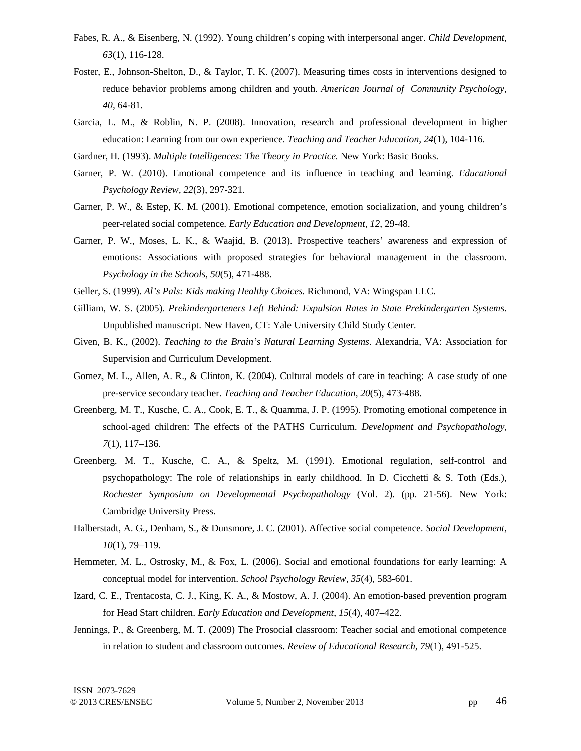Fabes, R. A., & Eisenberg, N. (1992). Young children's coping with interpersonal anger. *Child Development, 63*(1), 116-128.

Foster, E., Johnson-Shelton, D., & Taylor, T. K. (2007). Measuring times costs in interventions designed to reduce behavior problems among children and youth. *American Journal of Community Psychology, 40*, 64-81.

Garcia, L. M., & Roblin, N. P. (2008). Innovation, research and professional development in higher education: Learning from our own experience. *Teaching and Teacher Education, 24*(1), 104-116.

Gardner, H. (1993). *Multiple Intelligences: The Theory in Practice.* New York: Basic Books.

Garner, P. W. (2010). Emotional competence and its influence in teaching and learning. *Educational Psychology Review, 22*(3), 297-321.

Garner, P. W., & Estep, K. M. (2001). Emotional competence, emotion socialization, and young children's peer-related social competence. *Early Education and Development, 12*, 29-48.

Garner, P. W., Moses, L. K., & Waajid, B. (2013). Prospective teachers' awareness and expression of emotions: Associations with proposed strategies for behavioral management in the classroom. *Psychology in the Schools, 50*(5), 471-488.

Geller, S. (1999). *Al's Pals: Kids making Healthy Choices.* Richmond, VA: Wingspan LLC.

Gilliam, W. S. (2005). *Prekindergarteners Left Behind: Expulsion Rates in State Prekindergarten Systems*. Unpublished manuscript. New Haven, CT: Yale University Child Study Center.

Given, B. K., (2002). *Teaching to the Brain's Natural Learning Systems*. Alexandria, VA: Association for Supervision and Curriculum Development.

Gomez, M. L., Allen, A. R., & Clinton, K. (2004). Cultural models of care in teaching: A case study of one pre-service secondary teacher. *Teaching and Teacher Education, 20*(5), 473-488.

Greenberg, M. T., Kusche, C. A., Cook, E. T., & Quamma, J. P. (1995). Promoting emotional competence in school-aged children: The effects of the PATHS Curriculum. *Development and Psychopathology, 7*(1), 117–136.

Greenberg. M. T., Kusche, C. A., & Speltz, M. (1991). Emotional regulation, self-control and psychopathology: The role of relationships in early childhood. In D. Cicchetti & S. Toth (Eds.), *Rochester Symposium on Developmental Psychopathology* (Vol. 2). (pp. 21-56). New York: Cambridge University Press.

Halberstadt, A. G., Denham, S., & Dunsmore, J. C. (2001). Affective social competence. *Social Development, 10*(1), 79–119.

Hemmeter, M. L., Ostrosky, M., & Fox, L. (2006). Social and emotional foundations for early learning: A conceptual model for intervention. *School Psychology Review, 35*(4), 583-601.

Izard, C. E., Trentacosta, C. J., King, K. A., & Mostow, A. J. (2004). An emotion-based prevention program for Head Start children. *Early Education and Development, 15*(4), 407–422.

Jennings, P., & Greenberg, M. T. (2009) The Prosocial classroom: Teacher social and emotional competence in relation to student and classroom outcomes. *Review of Educational Research, 79*(1), 491-525.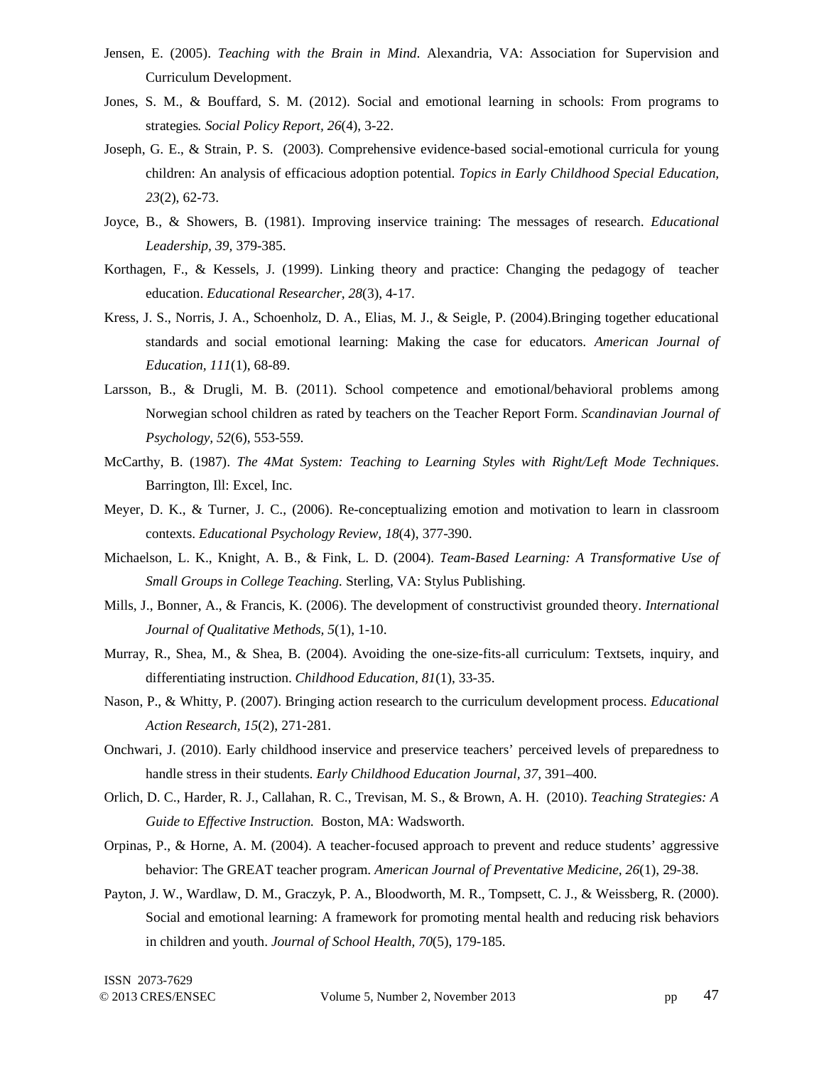Jensen, E. (2005). *Teaching with the Brain in Mind*. Alexandria, VA: Association for Supervision and Curriculum Development.

Jones, S. M., & Bouffard, S. M. (2012). Social and emotional learning in schools: From programs to strategies. *Social Policy Report, 26*(4), 3-22.

Joseph, G. E., & Strain, P. S. (2003). Comprehensive evidence-based social-emotional curricula for young children: An analysis of efficacious adoption potential. *Topics in Early Childhood Special Education, 23*(2), 62-73.

Joyce, B., & Showers, B. (1981). Improving inservice training: The messages of research. *Educational Leadership, 39,* 379-385.

Korthagen, F., & Kessels, J. (1999). Linking theory and practice: Changing the pedagogy of teacher education. *Educational Researcher*, *28*(3), 4-17.

Kress, J. S., Norris, J. A., Schoenholz, D. A., Elias, M. J., & Seigle, P. (2004).Bringing together educational standards and social emotional learning: Making the case for educators. *American Journal of Education*, *111*(1), 68-89.

Larsson, B., & Drugli, M. B. (2011). School competence and emotional/behavioral problems among Norwegian school children as rated by teachers on the Teacher Report Form. *Scandinavian Journal of Psychology*, *52*(6), 553-559.

McCarthy, B. (1987). *The 4Mat System: Teaching to Learning Styles with Right/Left Mode Techniques*. Barrington, Ill: Excel, Inc.

Meyer, D. K., & Turner, J. C., (2006). Re-conceptualizing emotion and motivation to learn in classroom contexts. *Educational Psychology Review, 18*(4), 377-390.

Michaelson, L. K., Knight, A. B., & Fink, L. D. (2004). *Team-Based Learning: A Transformative Use of Small Groups in College Teaching*. Sterling, VA: Stylus Publishing.

Mills, J., Bonner, A., & Francis, K. (2006). The development of constructivist grounded theory. *International Journal of Qualitative Methods, 5*(1), 1-10.

Murray, R., Shea, M., & Shea, B. (2004). Avoiding the one-size-fits-all curriculum: Textsets, inquiry, and differentiating instruction. *Childhood Education, 81*(1), 33-35.

Nason, P., & Whitty, P. (2007). Bringing action research to the curriculum development process. *Educational Action Research, 15*(2), 271-281.

Onchwari, J. (2010). Early childhood inservice and preservice teachers' perceived levels of preparedness to handle stress in their students. *Early Childhood Education Journal, 37*, 391–400.

Orlich, D. C., Harder, R. J., Callahan, R. C., Trevisan, M. S., & Brown, A. H. (2010). *Teaching Strategies: A Guide to Effective Instruction.* Boston, MA: Wadsworth.

Orpinas, P., & Horne, A. M. (2004). A teacher-focused approach to prevent and reduce students' aggressive behavior: The GREAT teacher program. *American Journal of Preventative Medicine, 26*(1), 29-38.

Payton, J. W., Wardlaw, D. M., Graczyk, P. A., Bloodworth, M. R., Tompsett, C. J., & Weissberg, R. (2000). Social and emotional learning: A framework for promoting mental health and reducing risk behaviors in children and youth. *Journal of School Health, 70*(5), 179-185.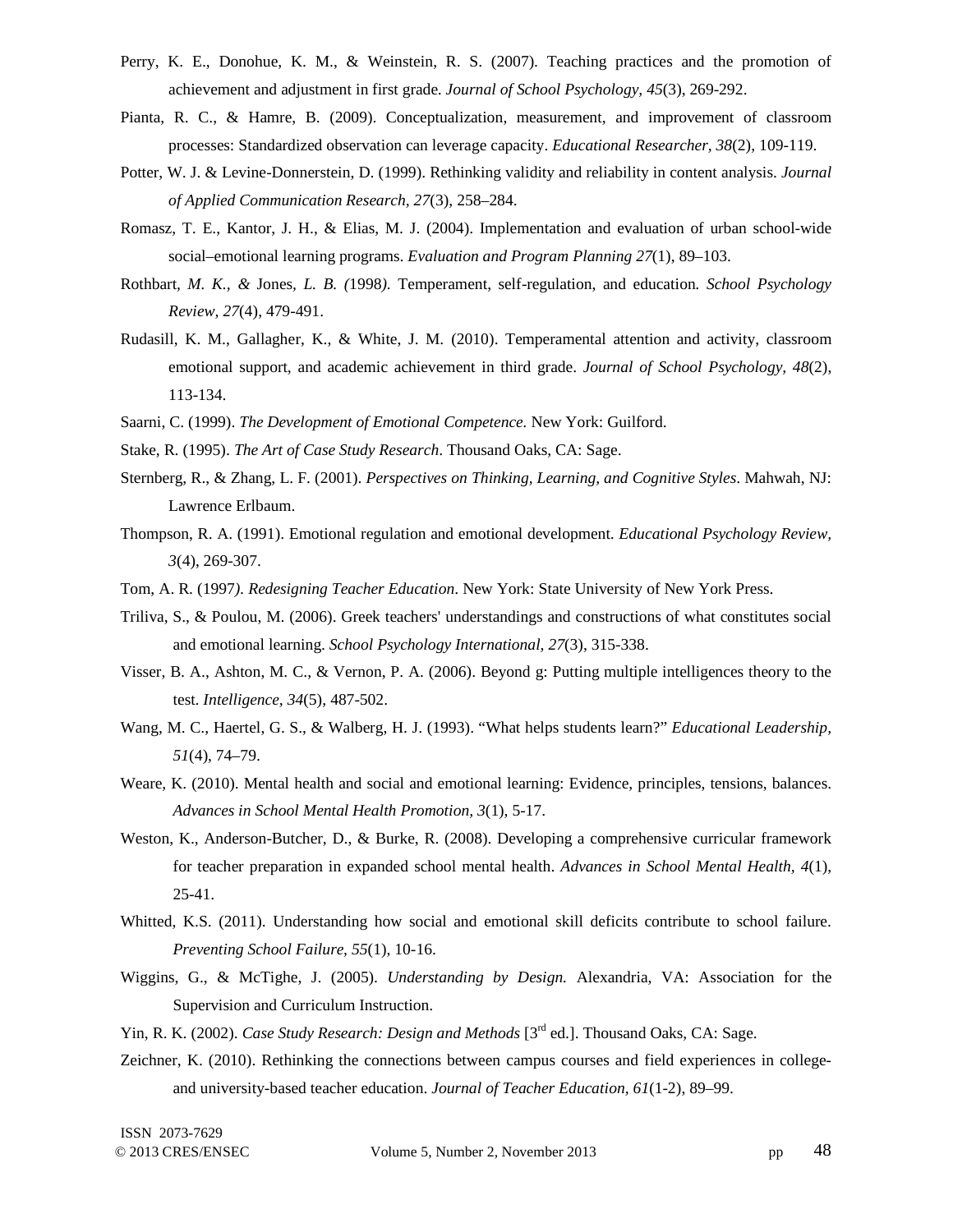Perry, K. E., Donohue, K. M., & Weinstein, R. S. (2007). Teaching practices and the promotion of achievement and adjustment in first grade. *Journal of School Psychology, 45*(3), 269-292.

Pianta, R. C., & Hamre, B. (2009). Conceptualization, measurement, and improvement of classroom processes: Standardized observation can leverage capacity. *Educational Researcher, 38*(2), 109-119.

Potter, W. J. & Levine-Donnerstein, D. (1999). Rethinking validity and reliability in content analysis. *Journal of Applied Communication Research, 27*(3), 258–284.

Romasz, T. E., Kantor, J. H., & Elias, M. J. (2004). Implementation and evaluation of urban school-wide social–emotional learning programs. *Evaluation and Program Planning 27*(1), 89–103.

Rothbart, *M. K., &* Jones, *L. B. (*1998*).* Temperament, self-regulation, and education. *School Psychology Review, 27*(4), 479-491.

Rudasill, K. M., Gallagher, K., & White, J. M. (2010). Temperamental attention and activity, classroom emotional support, and academic achievement in third grade. *Journal of School Psychology, 48*(2), 113-134.

Saarni, C. (1999). *The Development of Emotional Competence.* New York: Guilford.

Stake, R. (1995). *The Art of Case Study Research*. Thousand Oaks, CA: Sage.

Sternberg, R., & Zhang, L. F. (2001). *Perspectives on Thinking, Learning, and Cognitive Styles*. Mahwah, NJ: Lawrence Erlbaum.

Thompson, R. A. (1991). Emotional regulation and emotional development. *Educational Psychology Review, 3*(4), 269-307.

Tom, A. R. (1997*). Redesigning Teacher Education*. New York: State University of New York Press.

Triliva, S., & Poulou, M. (2006). Greek teachers' understandings and constructions of what constitutes social and emotional learning. *School Psychology International, 27*(3), 315-338.

Visser, B. A., Ashton, M. C., & Vernon, P. A. (2006). Beyond g: Putting multiple intelligences theory to the test. *Intelligence, 34*(5), 487-502.

Wang, M. C., Haertel, G. S., & Walberg, H. J. (1993). "What helps students learn?" *Educational Leadership, 51*(4), 74–79.

Weare, K. (2010). Mental health and social and emotional learning: Evidence, principles, tensions, balances. *Advances in School Mental Health Promotion, 3*(1), 5-17.

Weston, K., Anderson-Butcher, D., & Burke, R. (2008). Developing a comprehensive curricular framework for teacher preparation in expanded school mental health. *Advances in School Mental Health, 4*(1), 25-41.

Whitted, K.S. (2011). Understanding how social and emotional skill deficits contribute to school failure. *Preventing School Failure, 55*(1), 10-16.

Wiggins, G., & McTighe, J. (2005). *Understanding by Design.* Alexandria, VA: Association for the Supervision and Curriculum Instruction.

Yin, R. K. (2002). *Case Study Research: Design and Methods* [3rd ed.]. Thousand Oaks, CA: Sage.

Zeichner, K. (2010). Rethinking the connections between campus courses and field experiences in college- and university-based teacher education. *Journal of Teacher Education, 61*(1-2), 89–99.